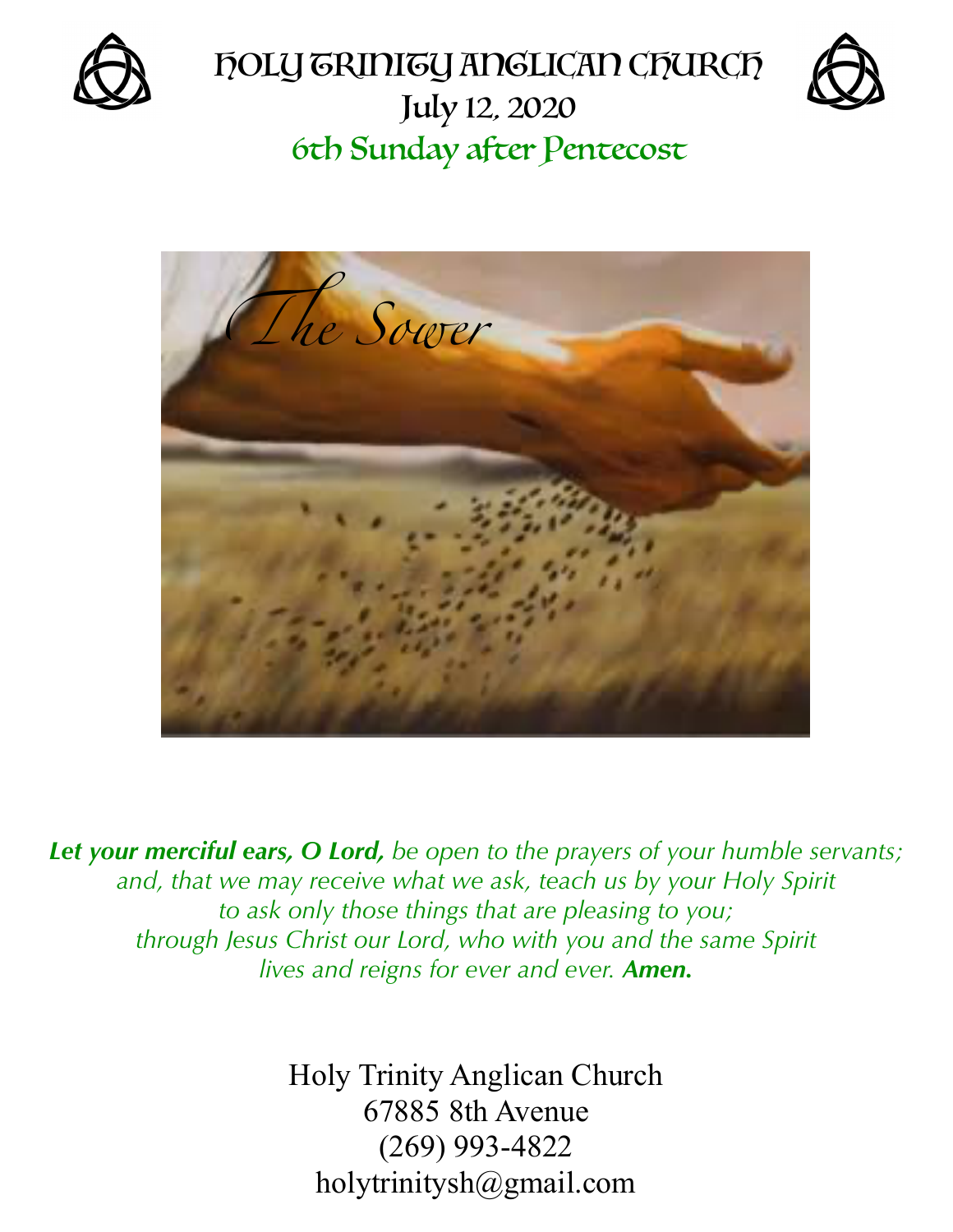# Holy Trinity Anglican Church

## July 12, 2020

## 6th Sunday after Pentecost

The Sower

***Let your merciful ears, O Lord,*** *be open to the prayers of your humble servants;*
*and, that we may receive what we ask, teach us by your Holy Spirit*
*to ask only those things that are pleasing to you;*
*through Jesus Christ our Lord, who with you and the same Spirit*
*lives and reigns for ever and ever.* ***Amen.***

Holy Trinity Anglican Church
67885 8th Avenue
(269) 993-4822
holytrinitysh@gmail.com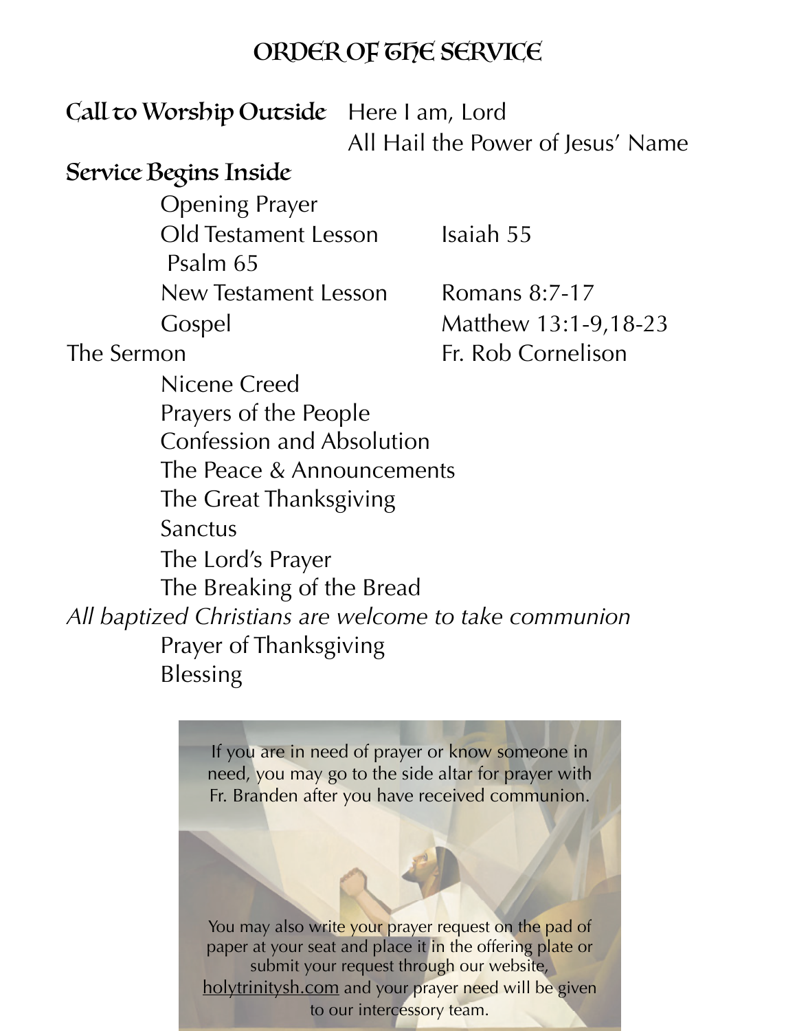# ORDER OF THE SERVICE

**Call to Worship Outside** Here I am, Lord
All Hail the Power of Jesus' Name

**Service Begins Inside**

Opening Prayer
Old Testament Lesson — Isaiah 55
Psalm 65
New Testament Lesson — Romans 8:7-17
Gospel — Matthew 13:1-9,18-23

The Sermon — Fr. Rob Cornelison

Nicene Creed
Prayers of the People
Confession and Absolution
The Peace & Announcements
The Great Thanksgiving
Sanctus
The Lord's Prayer
The Breaking of the Bread

*All baptized Christians are welcome to take communion*

Prayer of Thanksgiving
Blessing

If you are in need of prayer or know someone in need, you may go to the side altar for prayer with Fr. Branden after you have received communion.

You may also write your prayer request on the pad of paper at your seat and place it in the offering plate or submit your request through our website, holytrinitysh.com and your prayer need will be given to our intercessory team.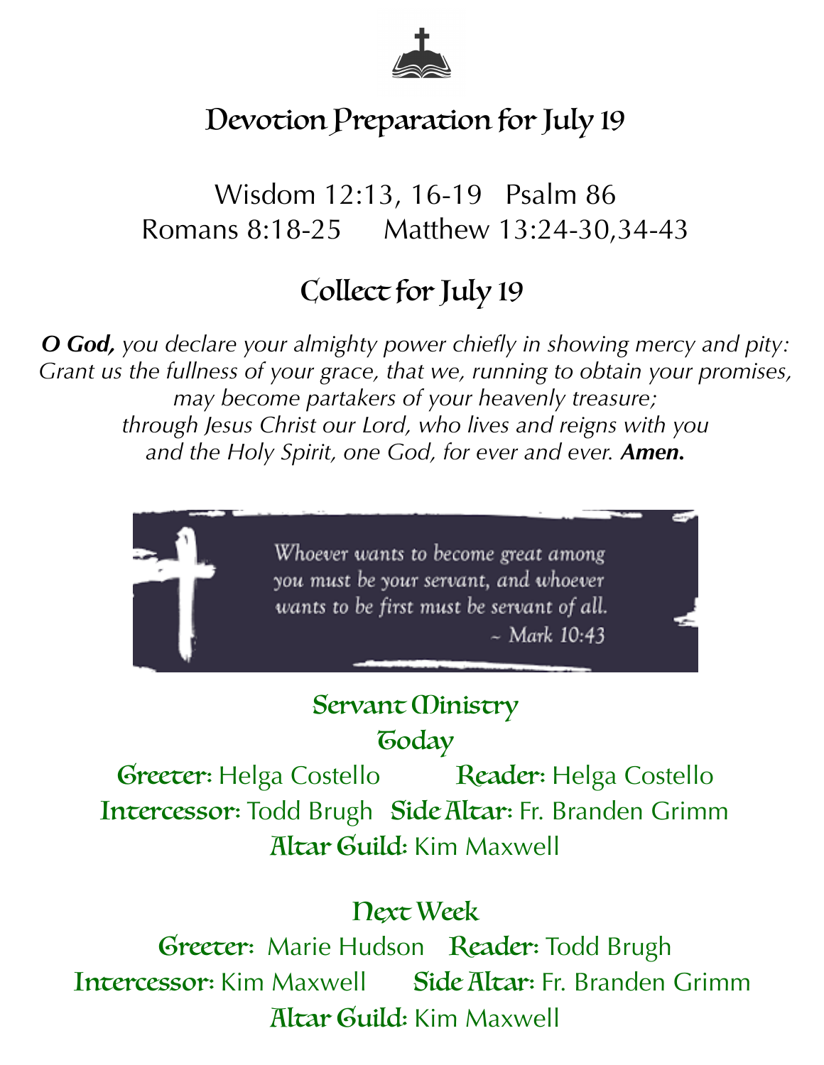# Devotion Preparation for July 19

Wisdom 12:13, 16-19 Psalm 86
Romans 8:18-25 Matthew 13:24-30,34-43

## Collect for July 19

***O God,*** *you declare your almighty power chiefly in showing mercy and pity: Grant us the fullness of your grace, that we, running to obtain your promises, may become partakers of your heavenly treasure; through Jesus Christ our Lord, who lives and reigns with you and the Holy Spirit, one God, for ever and ever.* ***Amen.***

*Whoever wants to become great among you must be your servant, and whoever wants to be first must be servant of all.*
*~ Mark 10:43*

## Servant Ministry

### Today

**Greeter:** Helga Costello **Reader:** Helga Costello
**Intercessor:** Todd Brugh **Side Altar:** Fr. Branden Grimm
**Altar Guild:** Kim Maxwell

### Next Week

**Greeter:** Marie Hudson **Reader:** Todd Brugh
**Intercessor:** Kim Maxwell **Side Altar:** Fr. Branden Grimm
**Altar Guild:** Kim Maxwell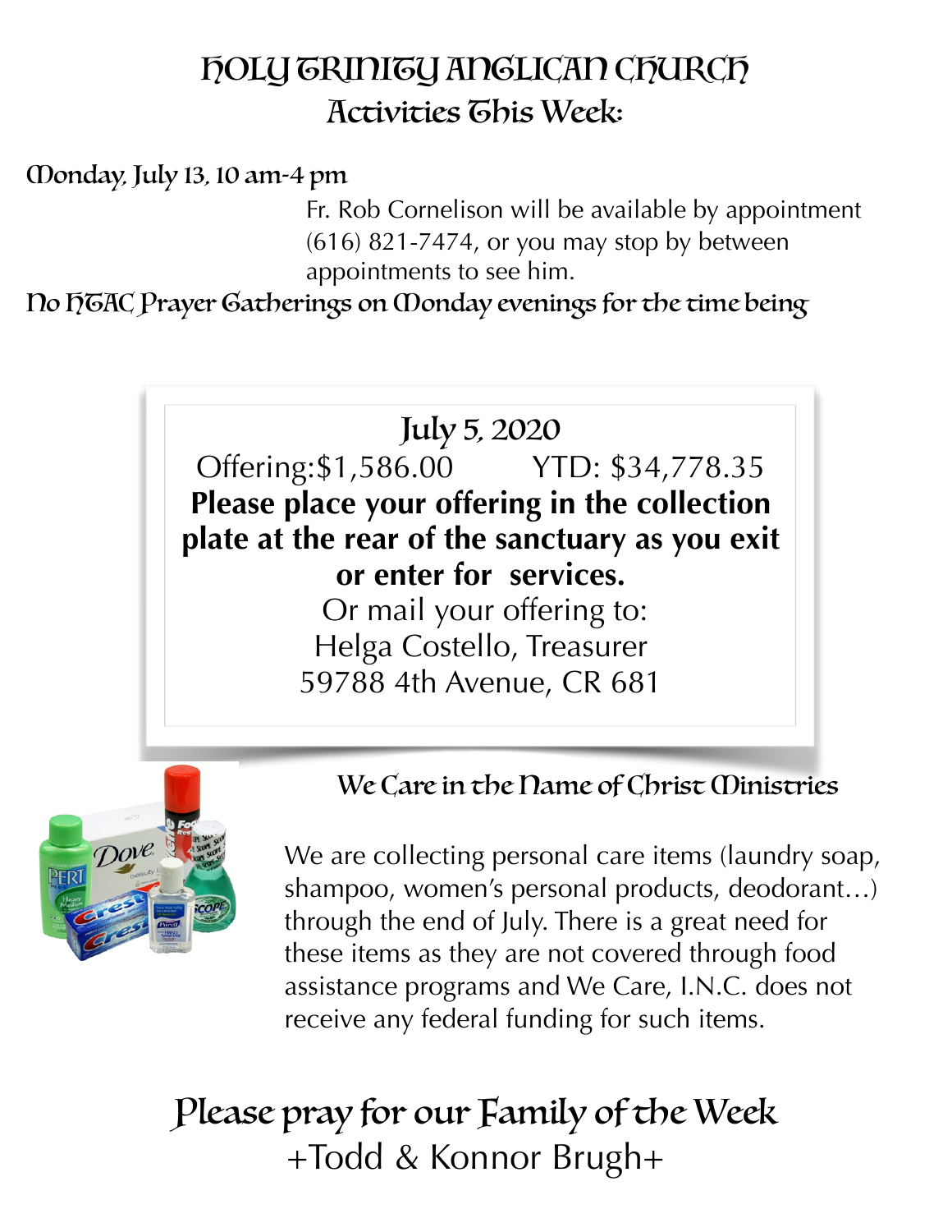# HOLY TRINITY ANGLICAN CHURCH

## Activities This Week:

**Monday, July 13, 10 am-4 pm**

Fr. Rob Cornelison will be available by appointment (616) 821-7474, or you may stop by between appointments to see him.

**No HTAC Prayer Gatherings on Monday evenings for the time being**

July 5, 2020

Offering:$1,586.00 YTD: $34,778.35

**Please place your offering in the collection plate at the rear of the sanctuary as you exit or enter for services.**

Or mail your offering to:
Helga Costello, Treasurer
59788 4th Avenue, CR 681

## We Care in the Name of Christ Ministries

We are collecting personal care items (laundry soap, shampoo, women's personal products, deodorant…) through the end of July. There is a great need for these items as they are not covered through food assistance programs and We Care, I.N.C. does not receive any federal funding for such items.

## Please pray for our Family of the Week

+Todd & Konnor Brugh+